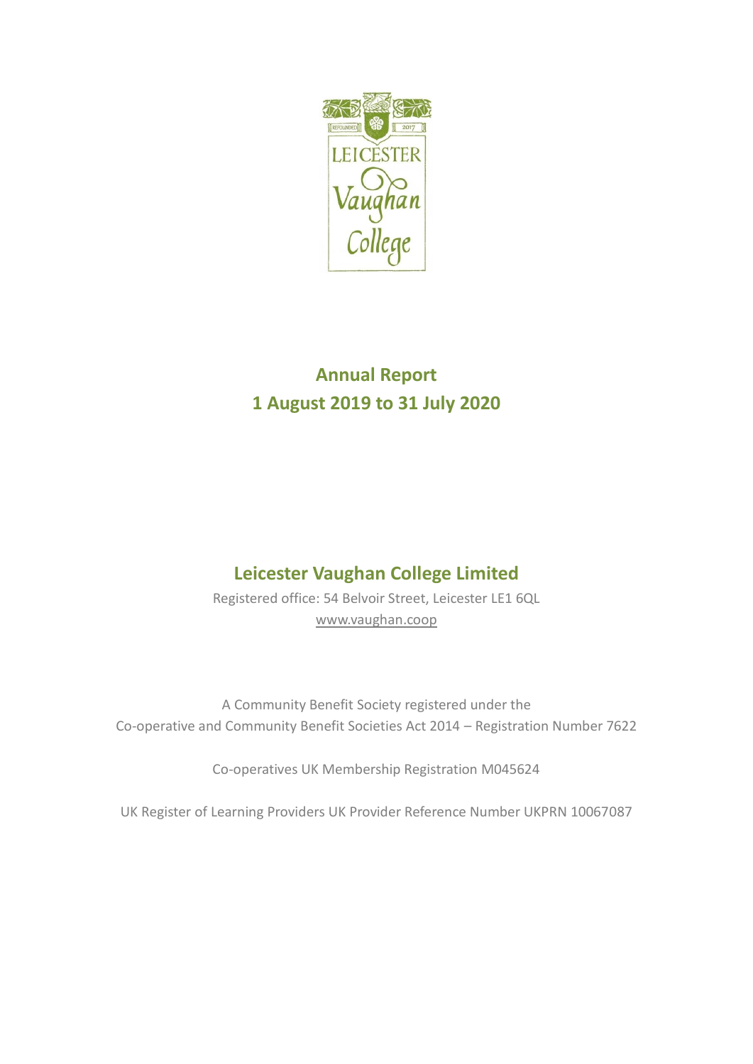# Annual Report
# 1 August 2019 to 31 July 2020

## Leicester Vaughan College Limited

Registered office: 54 Belvoir Street, Leicester LE1 6QL

www.vaughan.coop

A Community Benefit Society registered under the
Co-operative and Community Benefit Societies Act 2014 – Registration Number 7622

Co-operatives UK Membership Registration M045624

UK Register of Learning Providers UK Provider Reference Number UKPRN 10067087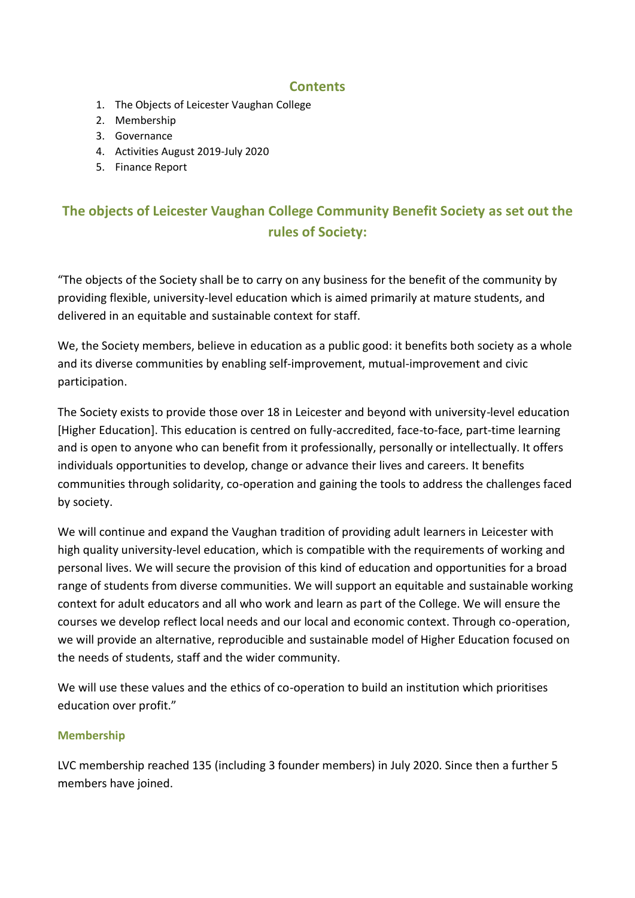## Contents

1. The Objects of Leicester Vaughan College
2. Membership
3. Governance
4. Activities August 2019-July 2020
5. Finance Report

## The objects of Leicester Vaughan College Community Benefit Society as set out the rules of Society:

"The objects of the Society shall be to carry on any business for the benefit of the community by providing flexible, university-level education which is aimed primarily at mature students, and delivered in an equitable and sustainable context for staff.

We, the Society members, believe in education as a public good: it benefits both society as a whole and its diverse communities by enabling self-improvement, mutual-improvement and civic participation.

The Society exists to provide those over 18 in Leicester and beyond with university-level education [Higher Education]. This education is centred on fully-accredited, face-to-face, part-time learning and is open to anyone who can benefit from it professionally, personally or intellectually. It offers individuals opportunities to develop, change or advance their lives and careers. It benefits communities through solidarity, co-operation and gaining the tools to address the challenges faced by society.

We will continue and expand the Vaughan tradition of providing adult learners in Leicester with high quality university-level education, which is compatible with the requirements of working and personal lives. We will secure the provision of this kind of education and opportunities for a broad range of students from diverse communities. We will support an equitable and sustainable working context for adult educators and all who work and learn as part of the College. We will ensure the courses we develop reflect local needs and our local and economic context. Through co-operation, we will provide an alternative, reproducible and sustainable model of Higher Education focused on the needs of students, staff and the wider community.

We will use these values and the ethics of co-operation to build an institution which prioritises education over profit."

### Membership

LVC membership reached 135 (including 3 founder members) in July 2020. Since then a further 5 members have joined.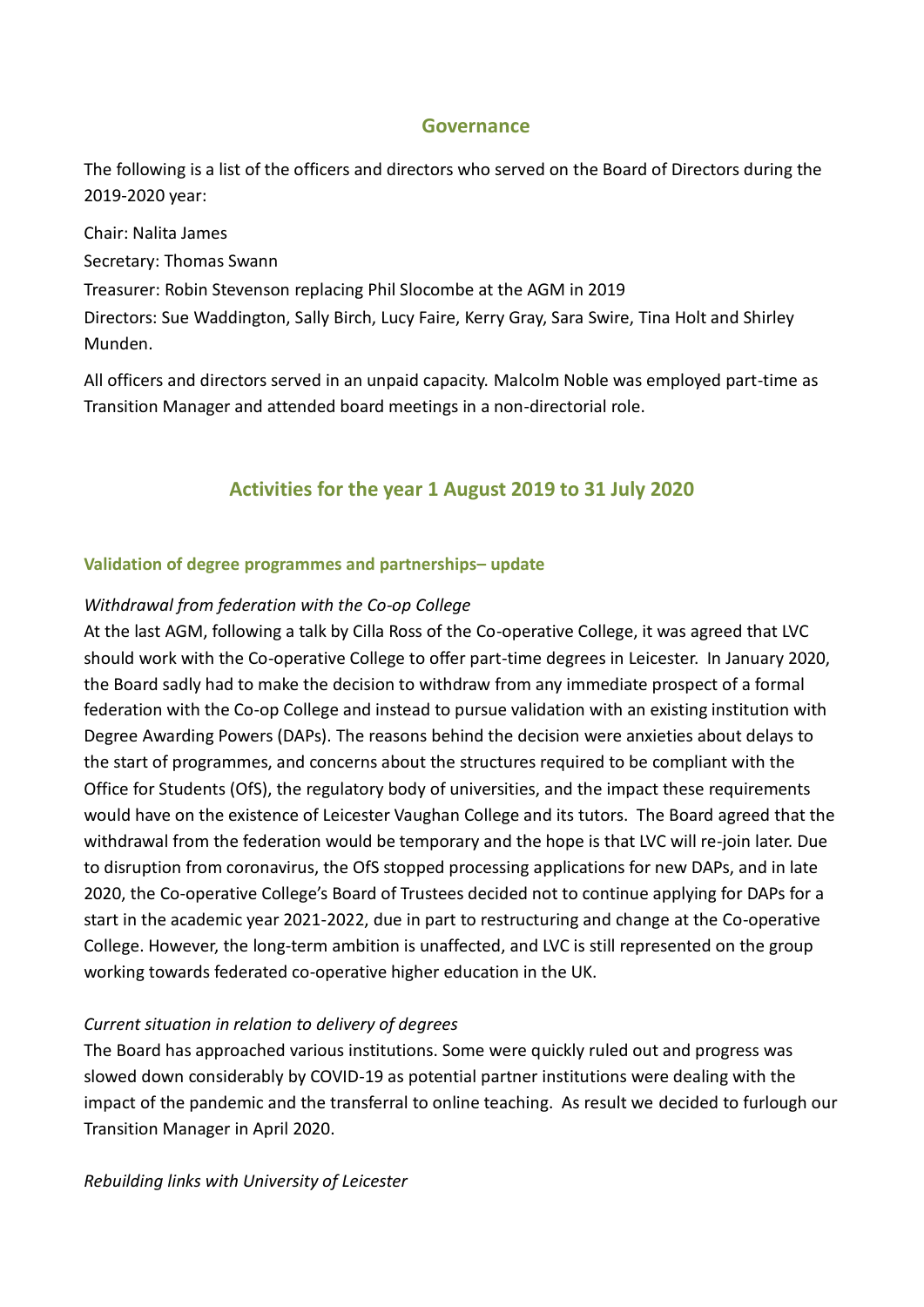## Governance

The following is a list of the officers and directors who served on the Board of Directors during the 2019-2020 year:

Chair: Nalita James

Secretary: Thomas Swann

Treasurer: Robin Stevenson replacing Phil Slocombe at the AGM in 2019

Directors: Sue Waddington, Sally Birch, Lucy Faire, Kerry Gray, Sara Swire, Tina Holt and Shirley Munden.

All officers and directors served in an unpaid capacity. Malcolm Noble was employed part-time as Transition Manager and attended board meetings in a non-directorial role.

## Activities for the year 1 August 2019 to 31 July 2020

### Validation of degree programmes and partnerships– update

*Withdrawal from federation with the Co-op College*

At the last AGM, following a talk by Cilla Ross of the Co-operative College, it was agreed that LVC should work with the Co-operative College to offer part-time degrees in Leicester. In January 2020, the Board sadly had to make the decision to withdraw from any immediate prospect of a formal federation with the Co-op College and instead to pursue validation with an existing institution with Degree Awarding Powers (DAPs). The reasons behind the decision were anxieties about delays to the start of programmes, and concerns about the structures required to be compliant with the Office for Students (OfS), the regulatory body of universities, and the impact these requirements would have on the existence of Leicester Vaughan College and its tutors. The Board agreed that the withdrawal from the federation would be temporary and the hope is that LVC will re-join later. Due to disruption from coronavirus, the OfS stopped processing applications for new DAPs, and in late 2020, the Co-operative College's Board of Trustees decided not to continue applying for DAPs for a start in the academic year 2021-2022, due in part to restructuring and change at the Co-operative College. However, the long-term ambition is unaffected, and LVC is still represented on the group working towards federated co-operative higher education in the UK.

*Current situation in relation to delivery of degrees*

The Board has approached various institutions. Some were quickly ruled out and progress was slowed down considerably by COVID-19 as potential partner institutions were dealing with the impact of the pandemic and the transferral to online teaching. As result we decided to furlough our Transition Manager in April 2020.

*Rebuilding links with University of Leicester*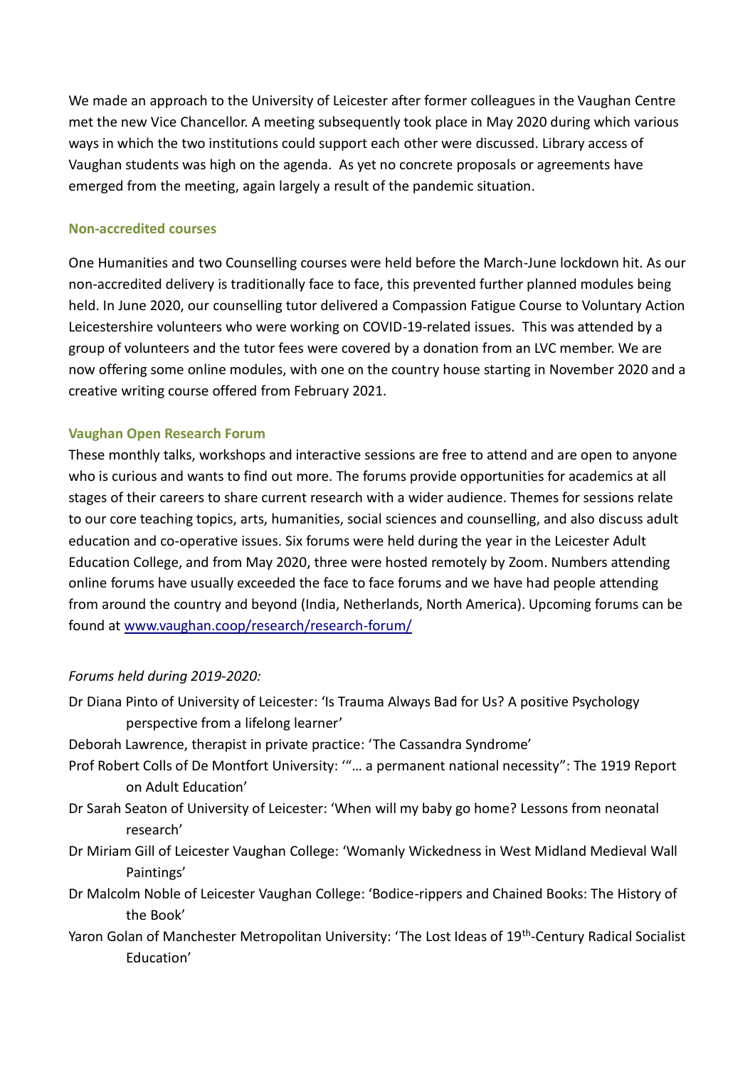We made an approach to the University of Leicester after former colleagues in the Vaughan Centre met the new Vice Chancellor. A meeting subsequently took place in May 2020 during which various ways in which the two institutions could support each other were discussed. Library access of Vaughan students was high on the agenda. As yet no concrete proposals or agreements have emerged from the meeting, again largely a result of the pandemic situation.

### Non-accredited courses

One Humanities and two Counselling courses were held before the March-June lockdown hit. As our non-accredited delivery is traditionally face to face, this prevented further planned modules being held. In June 2020, our counselling tutor delivered a Compassion Fatigue Course to Voluntary Action Leicestershire volunteers who were working on COVID-19-related issues. This was attended by a group of volunteers and the tutor fees were covered by a donation from an LVC member. We are now offering some online modules, with one on the country house starting in November 2020 and a creative writing course offered from February 2021.

### Vaughan Open Research Forum

These monthly talks, workshops and interactive sessions are free to attend and are open to anyone who is curious and wants to find out more. The forums provide opportunities for academics at all stages of their careers to share current research with a wider audience. Themes for sessions relate to our core teaching topics, arts, humanities, social sciences and counselling, and also discuss adult education and co-operative issues. Six forums were held during the year in the Leicester Adult Education College, and from May 2020, three were hosted remotely by Zoom. Numbers attending online forums have usually exceeded the face to face forums and we have had people attending from around the country and beyond (India, Netherlands, North America). Upcoming forums can be found at [www.vaughan.coop/research/research-forum/](www.vaughan.coop/research/research-forum/)

*Forums held during 2019-2020:*

Dr Diana Pinto of University of Leicester: 'Is Trauma Always Bad for Us? A positive Psychology perspective from a lifelong learner'

Deborah Lawrence, therapist in private practice: 'The Cassandra Syndrome'

Prof Robert Colls of De Montfort University: '"… a permanent national necessity": The 1919 Report on Adult Education'

Dr Sarah Seaton of University of Leicester: 'When will my baby go home? Lessons from neonatal research'

Dr Miriam Gill of Leicester Vaughan College: 'Womanly Wickedness in West Midland Medieval Wall Paintings'

Dr Malcolm Noble of Leicester Vaughan College: 'Bodice-rippers and Chained Books: The History of the Book'

Yaron Golan of Manchester Metropolitan University: 'The Lost Ideas of 19th-Century Radical Socialist Education'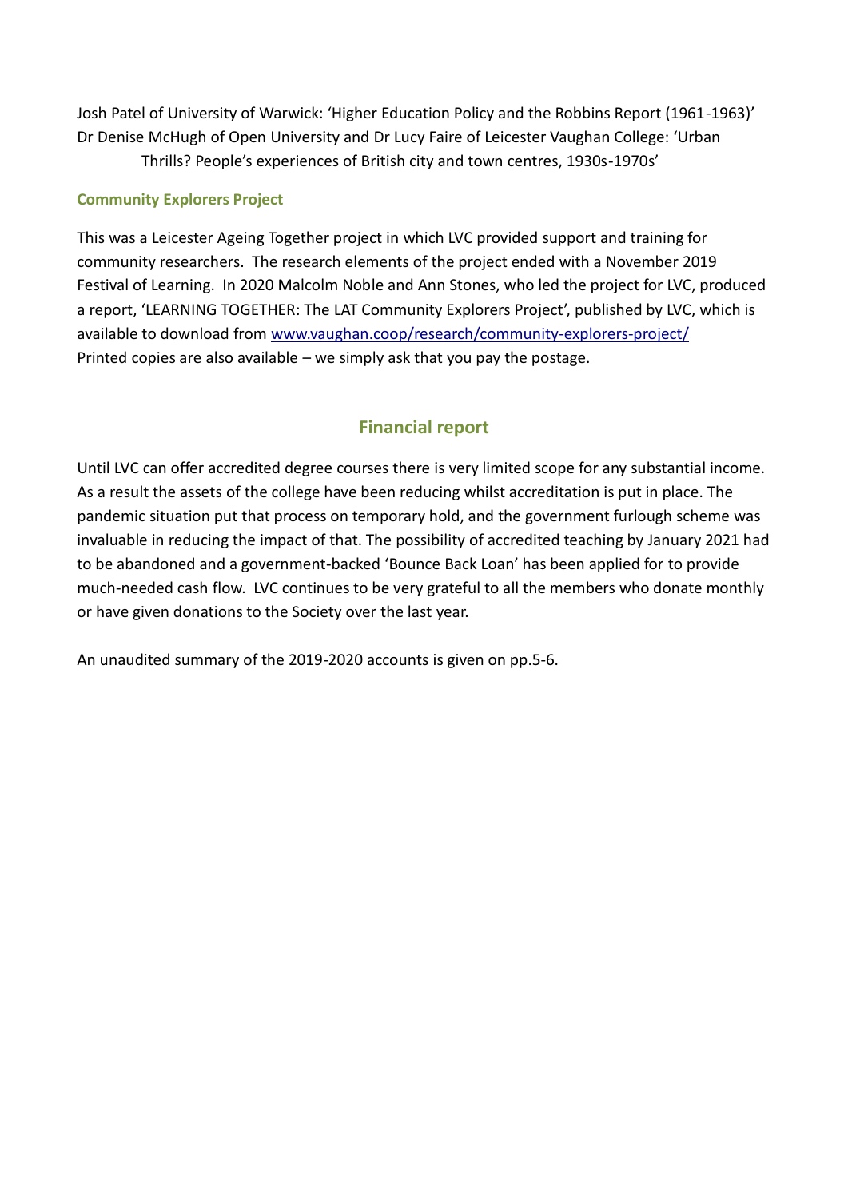Josh Patel of University of Warwick: 'Higher Education Policy and the Robbins Report (1961-1963)'
Dr Denise McHugh of Open University and Dr Lucy Faire of Leicester Vaughan College: 'Urban Thrills? People's experiences of British city and town centres, 1930s-1970s'

### Community Explorers Project

This was a Leicester Ageing Together project in which LVC provided support and training for community researchers. The research elements of the project ended with a November 2019 Festival of Learning. In 2020 Malcolm Noble and Ann Stones, who led the project for LVC, produced a report, 'LEARNING TOGETHER: The LAT Community Explorers Project', published by LVC, which is available to download from [www.vaughan.coop/research/community-explorers-project/](http://www.vaughan.coop/research/community-explorers-project/)
Printed copies are also available – we simply ask that you pay the postage.

## Financial report

Until LVC can offer accredited degree courses there is very limited scope for any substantial income. As a result the assets of the college have been reducing whilst accreditation is put in place. The pandemic situation put that process on temporary hold, and the government furlough scheme was invaluable in reducing the impact of that. The possibility of accredited teaching by January 2021 had to be abandoned and a government-backed 'Bounce Back Loan' has been applied for to provide much-needed cash flow. LVC continues to be very grateful to all the members who donate monthly or have given donations to the Society over the last year.

An unaudited summary of the 2019-2020 accounts is given on pp.5-6.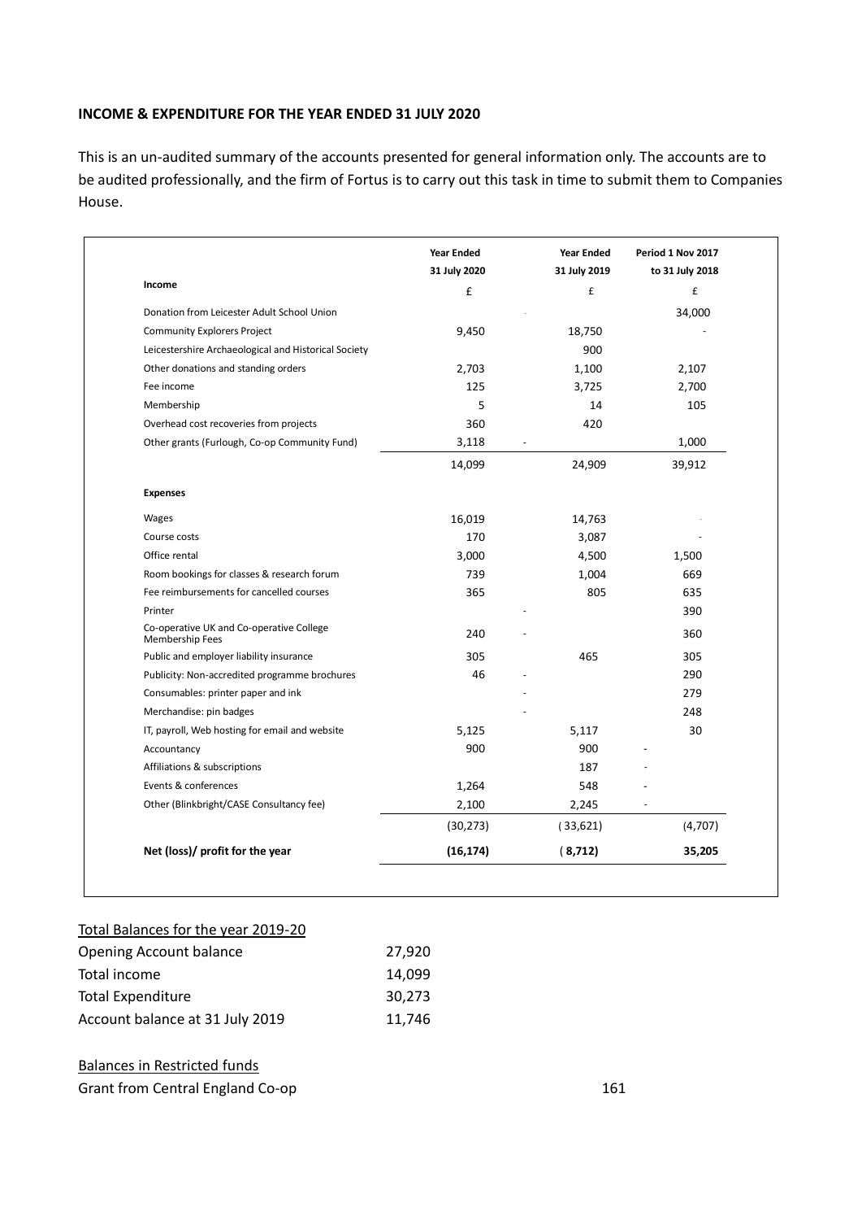**INCOME & EXPENDITURE FOR THE YEAR ENDED 31 JULY 2020**

This is an un-audited summary of the accounts presented for general information only. The accounts are to be audited professionally, and the firm of Fortus is to carry out this task in time to submit them to Companies House.

| | Year Ended 31 July 2020 | Year Ended 31 July 2019 | Period 1 Nov 2017 to 31 July 2018 |
|---|---|---|---|
| **Income** | £ | £ | £ |
| Donation from Leicester Adult School Union | - | | 34,000 |
| Community Explorers Project | 9,450 | 18,750 | - |
| Leicestershire Archaeological and Historical Society | | 900 | |
| Other donations and standing orders | 2,703 | 1,100 | 2,107 |
| Fee income | 125 | 3,725 | 2,700 |
| Membership | 5 | 14 | 105 |
| Overhead cost recoveries from projects | 360 | 420 | |
| Other grants (Furlough, Co-op Community Fund) | 3,118 | - | 1,000 |
| | 14,099 | 24,909 | 39,912 |
| **Expenses** | | | |
| Wages | 16,019 | 14,763 | - |
| Course costs | 170 | 3,087 | - |
| Office rental | 3,000 | 4,500 | 1,500 |
| Room bookings for classes & research forum | 739 | 1,004 | 669 |
| Fee reimbursements for cancelled courses | 365 | 805 | 635 |
| Printer | | - | 390 |
| Co-operative UK and Co-operative College Membership Fees | 240 | - | 360 |
| Public and employer liability insurance | 305 | 465 | 305 |
| Publicity: Non-accredited programme brochures | 46 | - | 290 |
| Consumables: printer paper and ink | | - | 279 |
| Merchandise: pin badges | | - | 248 |
| IT, payroll, Web hosting for email and website | 5,125 | 5,117 | 30 |
| Accountancy | 900 | 900 | - |
| Affiliations & subscriptions | | 187 | - |
| Events & conferences | 1,264 | 548 | - |
| Other (Blinkbright/CASE Consultancy fee) | 2,100 | 2,245 | - |
| | (30,273) | (33,621) | (4,707) |
| **Net (loss)/ profit for the year** | **(16,174)** | **(8,712)** | **35,205** |

<u>Total Balances for the year 2019-20</u>

| | |
|---|---|
| Opening Account balance | 27,920 |
| Total income | 14,099 |
| Total Expenditure | 30,273 |
| Account balance at 31 July 2019 | 11,746 |

<u>Balances in Restricted funds</u>

| | |
|---|---|
| Grant from Central England Co-op | 161 |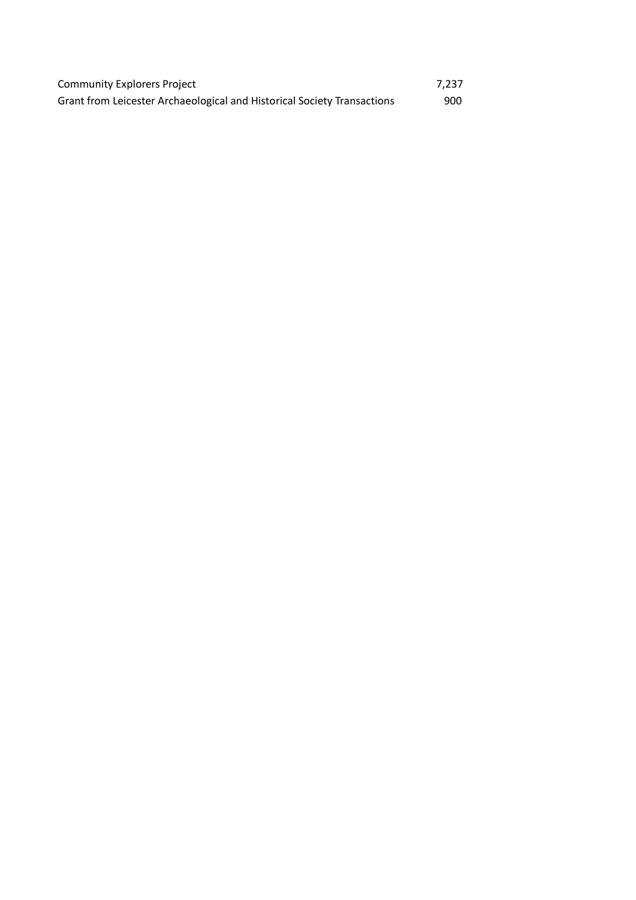| | |
|---|---|
| Community Explorers Project | 7,237 |
| Grant from Leicester Archaeological and Historical Society Transactions | 900 |